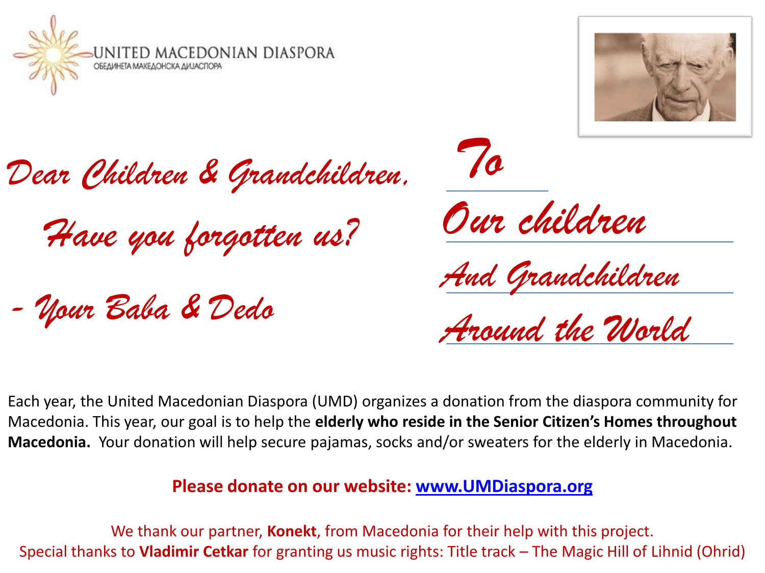UNITED MACEDONIAN DIASPORA
ОБЕДИНЕТА МАКЕДОНСКА ДИЈАСПОРА

*Dear Children & Grandchildren,*

*Have you forgotten us?*

*- Your Baba & Dedo*

*To*

*Our children*

*And Grandchildren*

*Around the World*

Each year, the United Macedonian Diaspora (UMD) organizes a donation from the diaspora community for Macedonia. This year, our goal is to help the **elderly who reside in the Senior Citizen's Homes throughout Macedonia.** Your donation will help secure pajamas, socks and/or sweaters for the elderly in Macedonia.

**Please donate on our website: [www.UMDiaspora.org](http://www.UMDiaspora.org)**

We thank our partner, **Konekt**, from Macedonia for their help with this project.
Special thanks to **Vladimir Cetkar** for granting us music rights: Title track – The Magic Hill of Lihnid (Ohrid)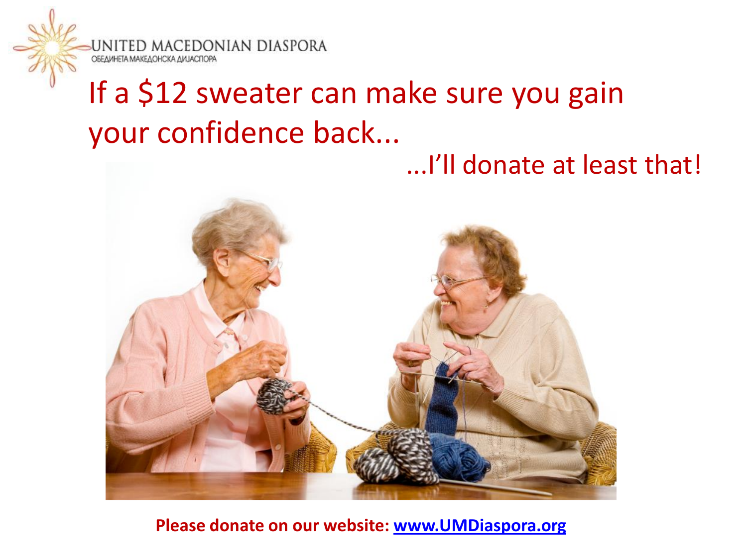UNITED MACEDONIAN DIASPORA
ОБЕДИНЕТА МАКЕДОНСКА ДИЈАСПОРА

# If a $12 sweater can make sure you gain your confidence back...

## ...I'll donate at least that!

**Please donate on our website: [www.UMDiaspora.org](http://www.UMDiaspora.org)**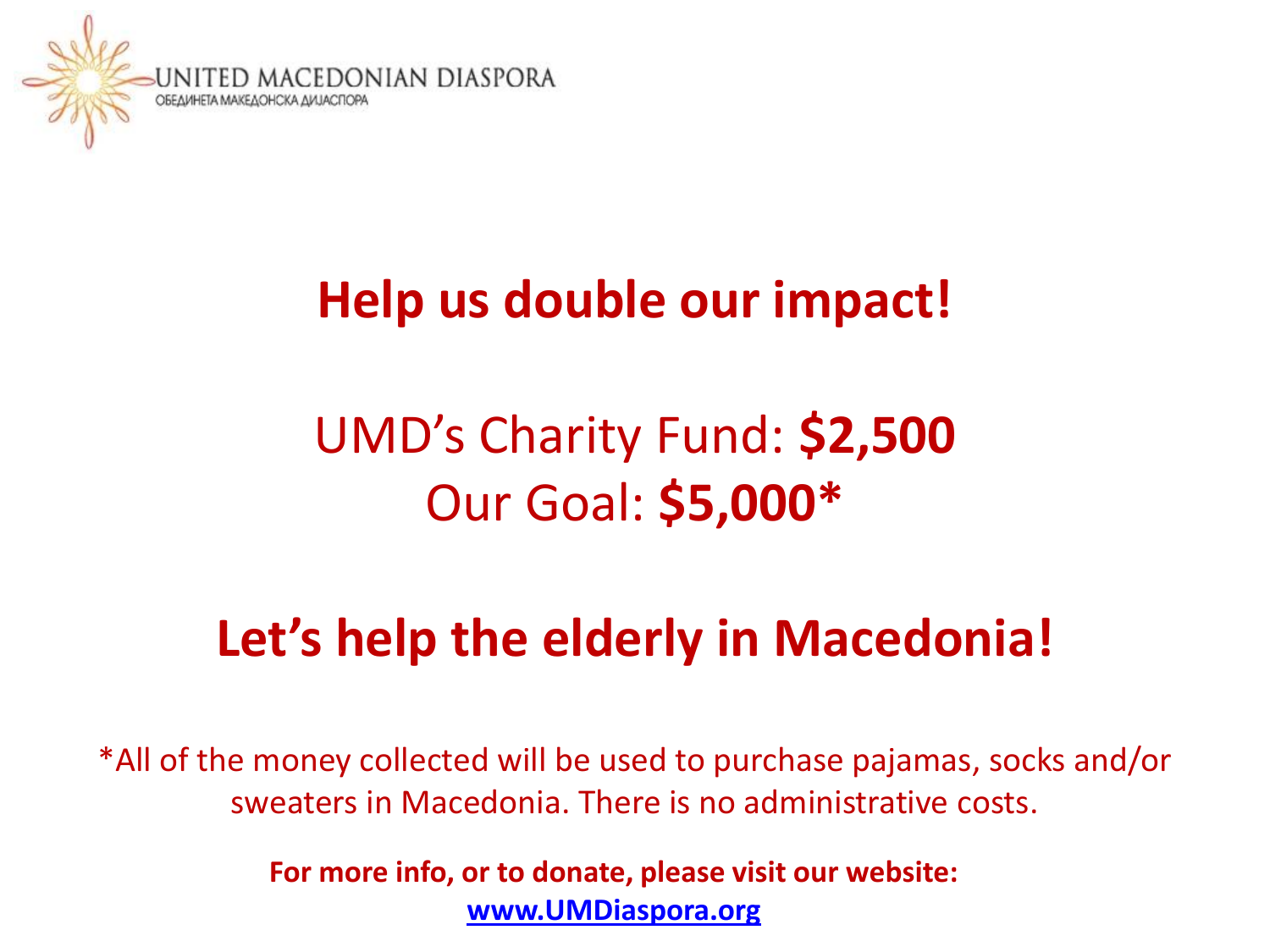UNITED MACEDONIAN DIASPORA
ОБЕДИНЕТА МАКЕДОНСКА ДИЈАСПОРА

# Help us double our impact!

UMD's Charity Fund: **$2,500**
Our Goal: **$5,000***

# Let's help the elderly in Macedonia!

*All of the money collected will be used to purchase pajamas, socks and/or sweaters in Macedonia. There is no administrative costs.

**For more info, or to donate, please visit our website:**
**www.UMDiaspora.org**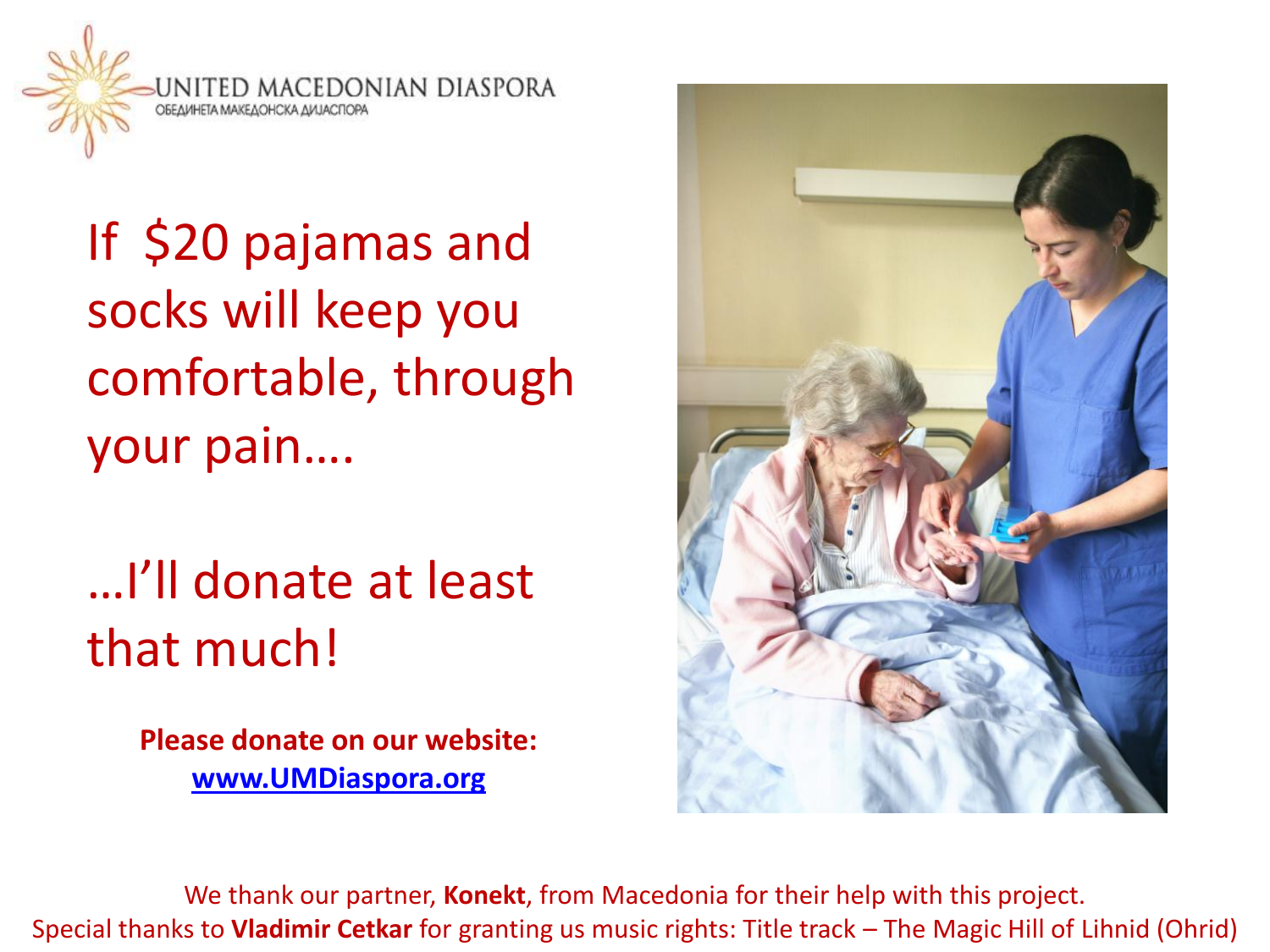UNITED MACEDONIAN DIASPORA

ОБЕДИНЕТА МАКЕДОНСКА ДИЈАСПОРА

If $20 pajamas and socks will keep you comfortable, through your pain….

…I'll donate at least that much!

**Please donate on our website:**
**[www.UMDiaspora.org](http://www.UMDiaspora.org)**

We thank our partner, **Konekt**, from Macedonia for their help with this project.
Special thanks to **Vladimir Cetkar** for granting us music rights: Title track – The Magic Hill of Lihnid (Ohrid)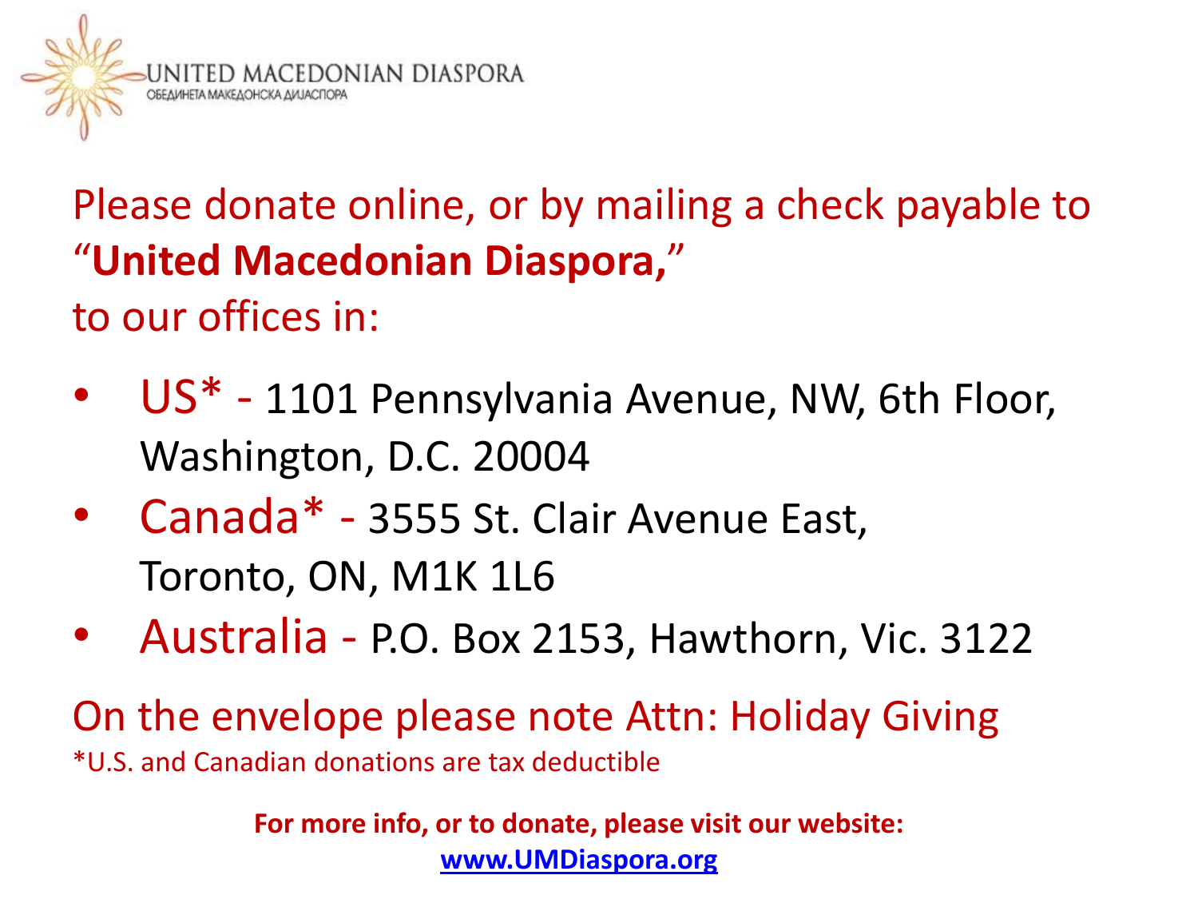UNITED MACEDONIAN DIASPORA
ОБЕДИНЕТА МАКЕДОНСКА ДИЈАСПОРА

Please donate online, or by mailing a check payable to "**United Macedonian Diaspora,**" to our offices in:

- US* - 1101 Pennsylvania Avenue, NW, 6th Floor, Washington, D.C. 20004
- Canada* - 3555 St. Clair Avenue East, Toronto, ON, M1K 1L6
- Australia - P.O. Box 2153, Hawthorn, Vic. 3122

On the envelope please note Attn: Holiday Giving

*U.S. and Canadian donations are tax deductible

**For more info, or to donate, please visit our website:**
**www.UMDiaspora.org**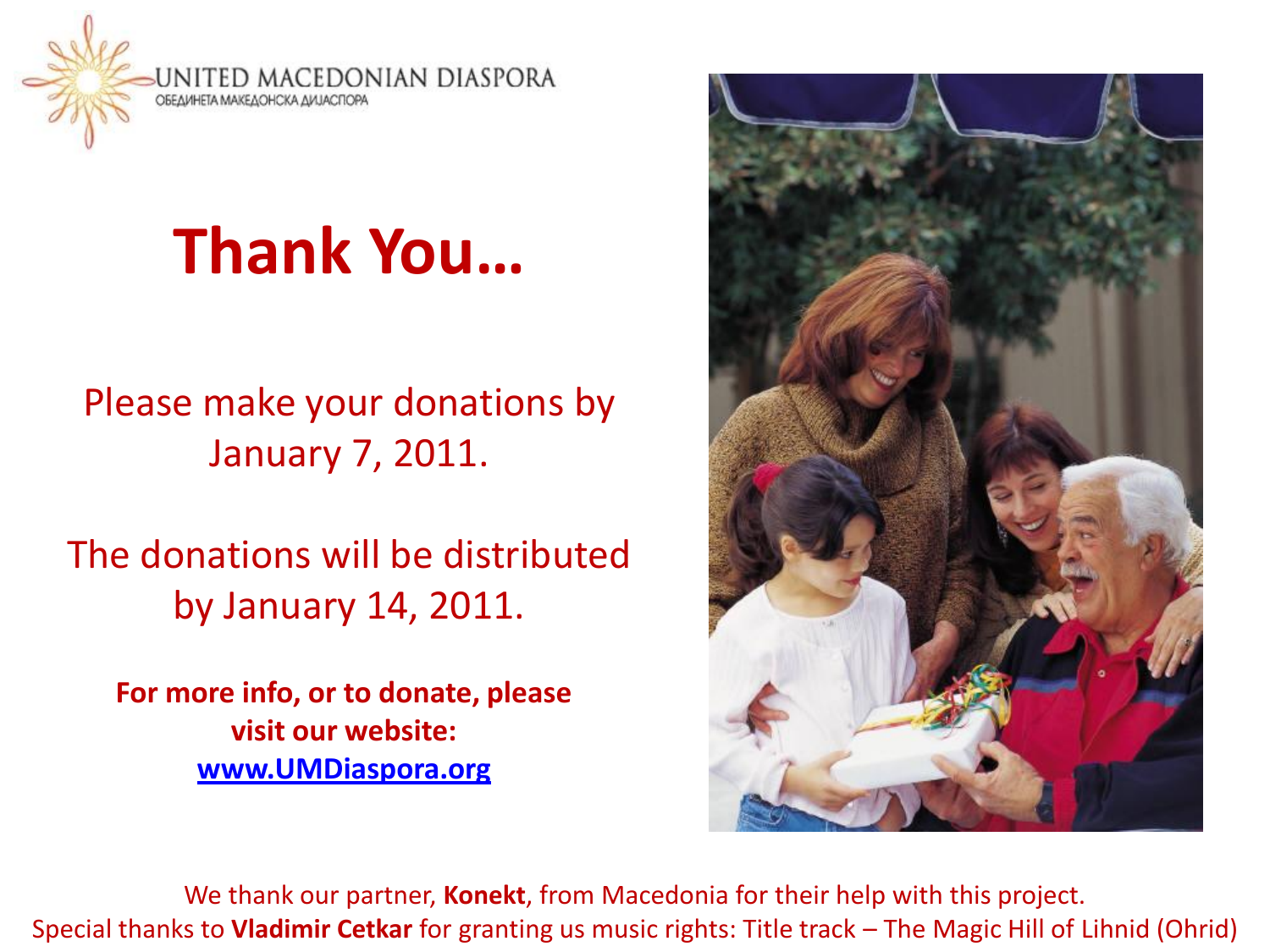UNITED MACEDONIAN DIASPORA
ОБЕДИНЕТА МАКЕДОНСКА ДИЈАСПОРА

# Thank You…

Please make your donations by January 7, 2011.

The donations will be distributed by January 14, 2011.

**For more info, or to donate, please visit our website:**
**www.UMDiaspora.org**

We thank our partner, **Konekt**, from Macedonia for their help with this project.
Special thanks to **Vladimir Cetkar** for granting us music rights: Title track – The Magic Hill of Lihnid (Ohrid)